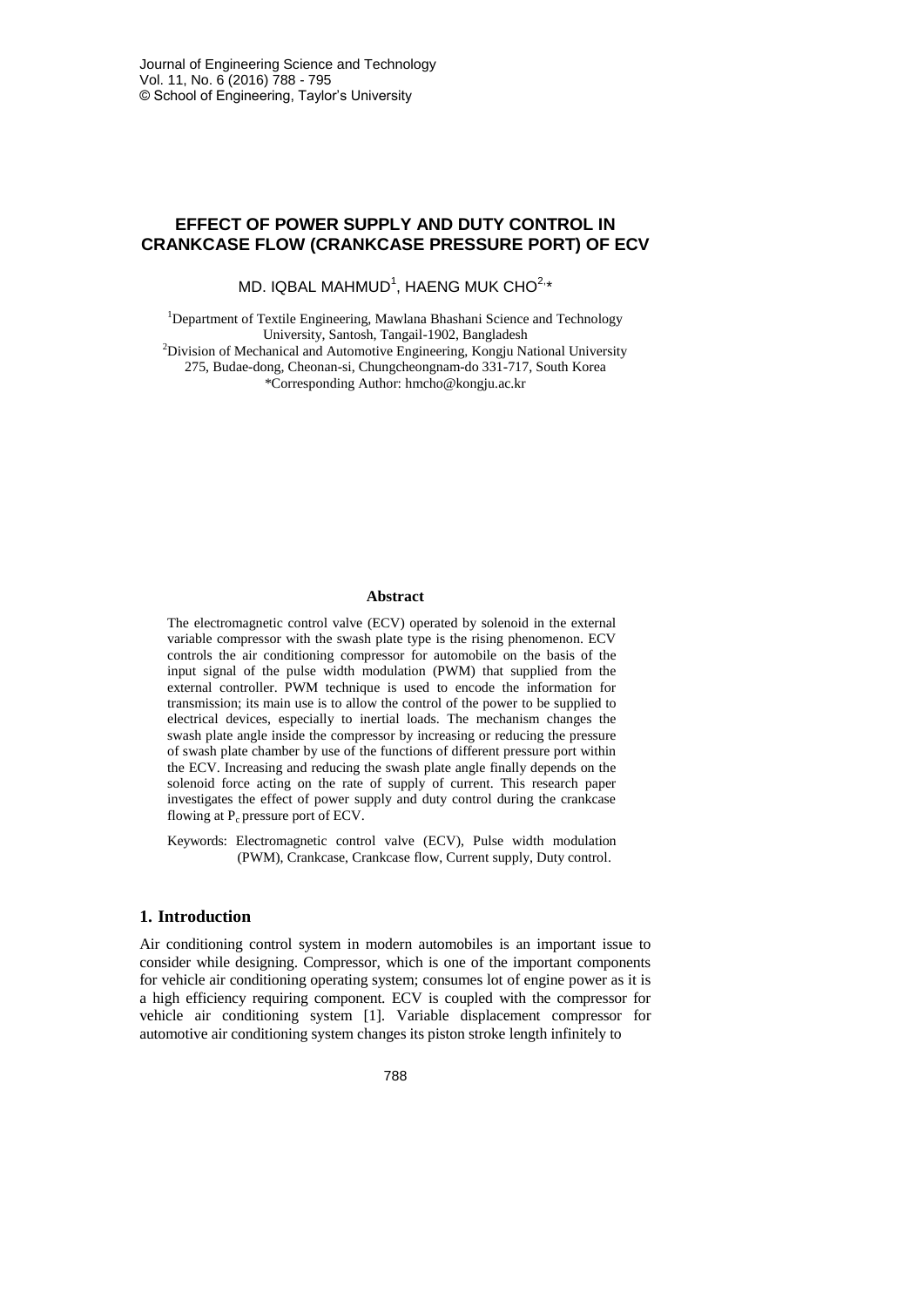# EFFECT OF POWER SUPPLY AND DUTY CONTROL IN CRANKCASE FLOW (CRANKCASE PRESSURE PORT) OF ECV

MD. IQBAL MAHMUD[1], HAENG MUK CHO[2,*]

[1]Department of Textile Engineering, Mawlana Bhashani Science and Technology University, Santosh, Tangail-1902, Bangladesh
[2]Division of Mechanical and Automotive Engineering, Kongju National University 275, Budae-dong, Cheonan-si, Chungcheongnam-do 331-717, South Korea
*Corresponding Author: hmcho@kongju.ac.kr

### Abstract

The electromagnetic control valve (ECV) operated by solenoid in the external variable compressor with the swash plate type is the rising phenomenon. ECV controls the air conditioning compressor for automobile on the basis of the input signal of the pulse width modulation (PWM) that supplied from the external controller. PWM technique is used to encode the information for transmission; its main use is to allow the control of the power to be supplied to electrical devices, especially to inertial loads. The mechanism changes the swash plate angle inside the compressor by increasing or reducing the pressure of swash plate chamber by use of the functions of different pressure port within the ECV. Increasing and reducing the swash plate angle finally depends on the solenoid force acting on the rate of supply of current. This research paper investigates the effect of power supply and duty control during the crankcase flowing at $P_c$ pressure port of ECV.

Keywords: Electromagnetic control valve (ECV), Pulse width modulation (PWM), Crankcase, Crankcase flow, Current supply, Duty control.

## 1. Introduction

Air conditioning control system in modern automobiles is an important issue to consider while designing. Compressor, which is one of the important components for vehicle air conditioning operating system; consumes lot of engine power as it is a high efficiency requiring component. ECV is coupled with the compressor for vehicle air conditioning system [1]. Variable displacement compressor for automotive air conditioning system changes its piston stroke length infinitely to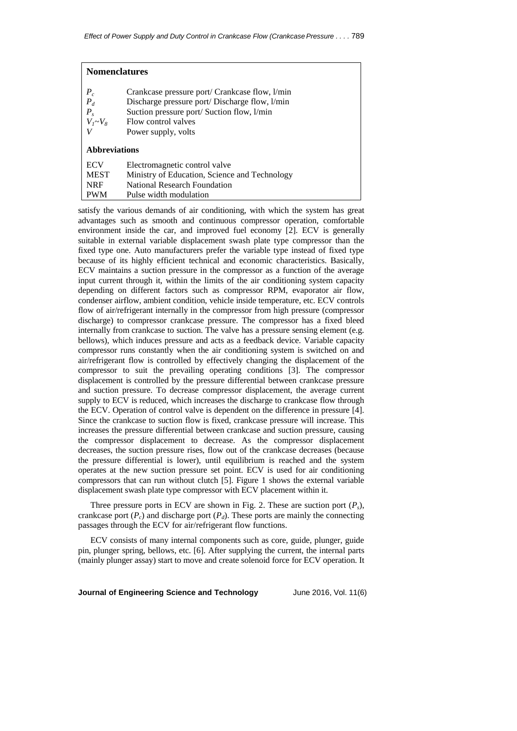## Nomenclatures

| | |
|---|---|
| $P_c$ | Crankcase pressure port/ Crankcase flow, l/min |
| $P_d$ | Discharge pressure port/ Discharge flow, l/min |
| $P_s$ | Suction pressure port/ Suction flow, l/min |
| $V_1$~$V_8$ | Flow control valves |
| $V$ | Power supply, volts |

### Abbreviations

| | |
|---|---|
| ECV | Electromagnetic control valve |
| MEST | Ministry of Education, Science and Technology |
| NRF | National Research Foundation |
| PWM | Pulse width modulation |

satisfy the various demands of air conditioning, with which the system has great advantages such as smooth and continuous compressor operation, comfortable environment inside the car, and improved fuel economy [2]. ECV is generally suitable in external variable displacement swash plate type compressor than the fixed type one. Auto manufacturers prefer the variable type instead of fixed type because of its highly efficient technical and economic characteristics. Basically, ECV maintains a suction pressure in the compressor as a function of the average input current through it, within the limits of the air conditioning system capacity depending on different factors such as compressor RPM, evaporator air flow, condenser airflow, ambient condition, vehicle inside temperature, etc. ECV controls flow of air/refrigerant internally in the compressor from high pressure (compressor discharge) to compressor crankcase pressure. The compressor has a fixed bleed internally from crankcase to suction. The valve has a pressure sensing element (e.g. bellows), which induces pressure and acts as a feedback device. Variable capacity compressor runs constantly when the air conditioning system is switched on and air/refrigerant flow is controlled by effectively changing the displacement of the compressor to suit the prevailing operating conditions [3]. The compressor displacement is controlled by the pressure differential between crankcase pressure and suction pressure. To decrease compressor displacement, the average current supply to ECV is reduced, which increases the discharge to crankcase flow through the ECV. Operation of control valve is dependent on the difference in pressure [4]. Since the crankcase to suction flow is fixed, crankcase pressure will increase. This increases the pressure differential between crankcase and suction pressure, causing the compressor displacement to decrease. As the compressor displacement decreases, the suction pressure rises, flow out of the crankcase decreases (because the pressure differential is lower), until equilibrium is reached and the system operates at the new suction pressure set point. ECV is used for air conditioning compressors that can run without clutch [5]. Figure 1 shows the external variable displacement swash plate type compressor with ECV placement within it.

Three pressure ports in ECV are shown in Fig. 2. These are suction port ($P_s$), crankcase port ($P_c$) and discharge port ($P_d$). These ports are mainly the connecting passages through the ECV for air/refrigerant flow functions.

ECV consists of many internal components such as core, guide, plunger, guide pin, plunger spring, bellows, etc. [6]. After supplying the current, the internal parts (mainly plunger assay) start to move and create solenoid force for ECV operation. It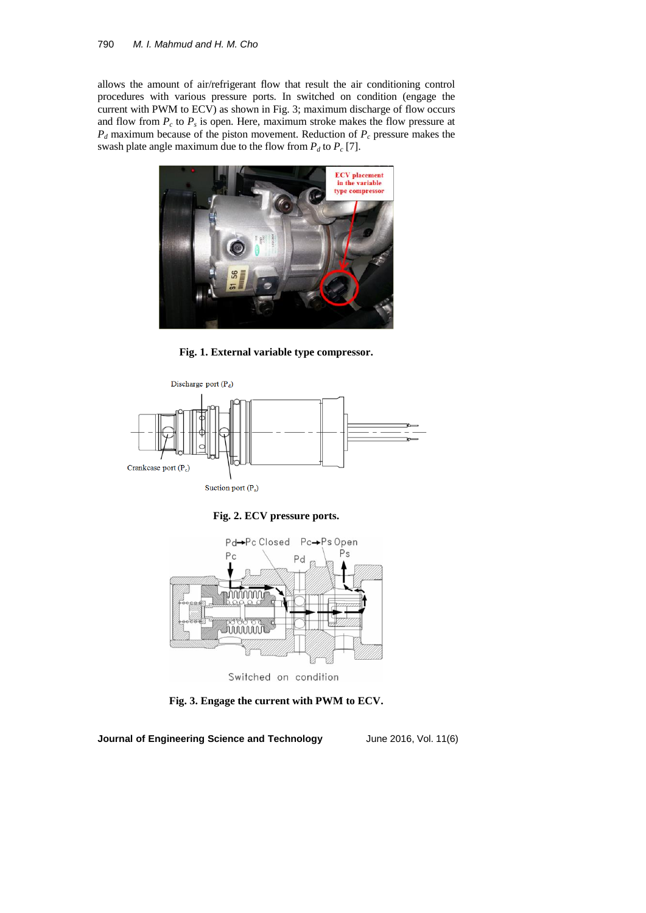allows the amount of air/refrigerant flow that result the air conditioning control procedures with various pressure ports. In switched on condition (engage the current with PWM to ECV) as shown in Fig. 3; maximum discharge of flow occurs and flow from $P_c$ to $P_s$ is open. Here, maximum stroke makes the flow pressure at $P_d$ maximum because of the piston movement. Reduction of $P_c$ pressure makes the swash plate angle maximum due to the flow from $P_d$ to $P_c$ [7].

**Fig. 1. External variable type compressor.**

**Fig. 2. ECV pressure ports.**

**Fig. 3. Engage the current with PWM to ECV.**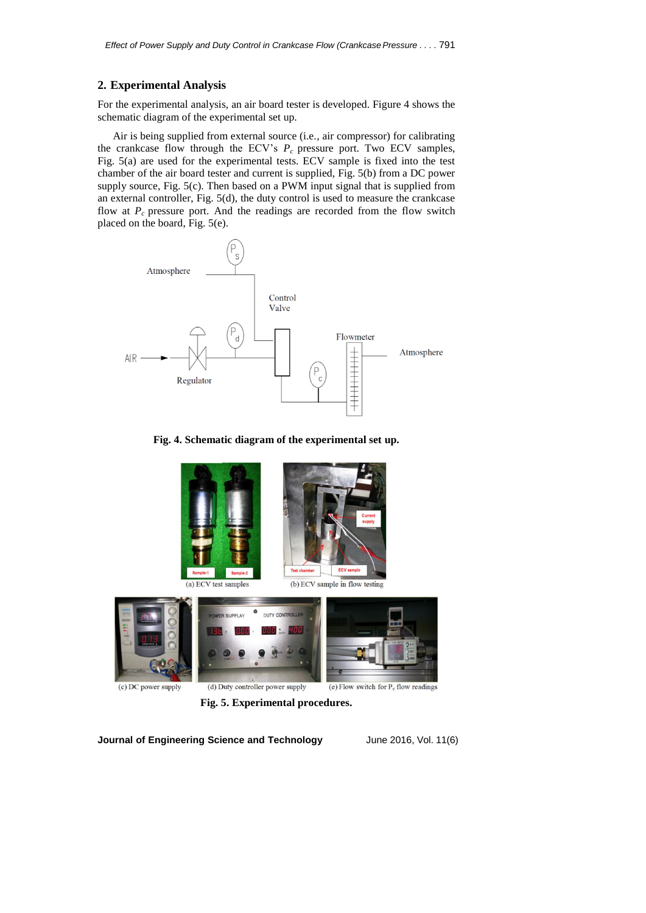## 2. Experimental Analysis

For the experimental analysis, an air board tester is developed. Figure 4 shows the schematic diagram of the experimental set up.

Air is being supplied from external source (i.e., air compressor) for calibrating the crankcase flow through the ECV's $P_c$ pressure port. Two ECV samples, Fig. 5(a) are used for the experimental tests. ECV sample is fixed into the test chamber of the air board tester and current is supplied, Fig. 5(b) from a DC power supply source, Fig. 5(c). Then based on a PWM input signal that is supplied from an external controller, Fig. 5(d), the duty control is used to measure the crankcase flow at $P_c$ pressure port. And the readings are recorded from the flow switch placed on the board, Fig. 5(e).

**Fig. 4. Schematic diagram of the experimental set up.**

(a) ECV test samples

(b) ECV sample in flow testing

(c) DC power supply

(d) Duty controller power supply

(e) Flow switch for $P_c$ flow readings

**Fig. 5. Experimental procedures.**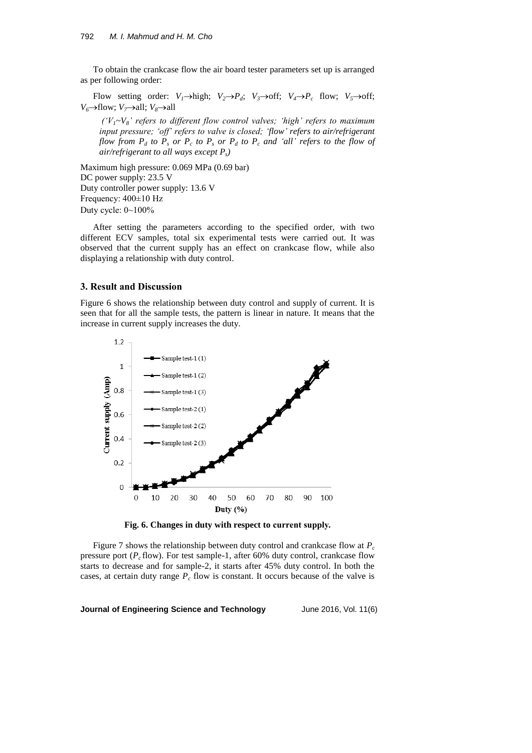To obtain the crankcase flow the air board tester parameters set up is arranged as per following order:

Flow setting order: $V_1$→high; $V_2$→$P_d$; $V_3$→off; $V_4$→$P_c$ flow; $V_5$→off; $V_6$→flow; $V_7$→all; $V_8$→all

*('$V_1$~$V_8$' refers to different flow control valves; 'high' refers to maximum input pressure; 'off' refers to valve is closed; 'flow' refers to air/refrigerant flow from $P_d$ to $P_s$ or $P_c$ to $P_s$ or $P_d$ to $P_c$ and 'all' refers to the flow of air/refrigerant to all ways except $P_s$)*

Maximum high pressure: 0.069 MPa (0.69 bar)
DC power supply: 23.5 V
Duty controller power supply: 13.6 V
Frequency: 400±10 Hz
Duty cycle: 0~100%

After setting the parameters according to the specified order, with two different ECV samples, total six experimental tests were carried out. It was observed that the current supply has an effect on crankcase flow, while also displaying a relationship with duty control.

## 3. Result and Discussion

Figure 6 shows the relationship between duty control and supply of current. It is seen that for all the sample tests, the pattern is linear in nature. It means that the increase in current supply increases the duty.

**Fig. 6. Changes in duty with respect to current supply.**

Figure 7 shows the relationship between duty control and crankcase flow at $P_c$ pressure port ($P_c$ flow). For test sample-1, after 60% duty control, crankcase flow starts to decrease and for sample-2, it starts after 45% duty control. In both the cases, at certain duty range $P_c$ flow is constant. It occurs because of the valve is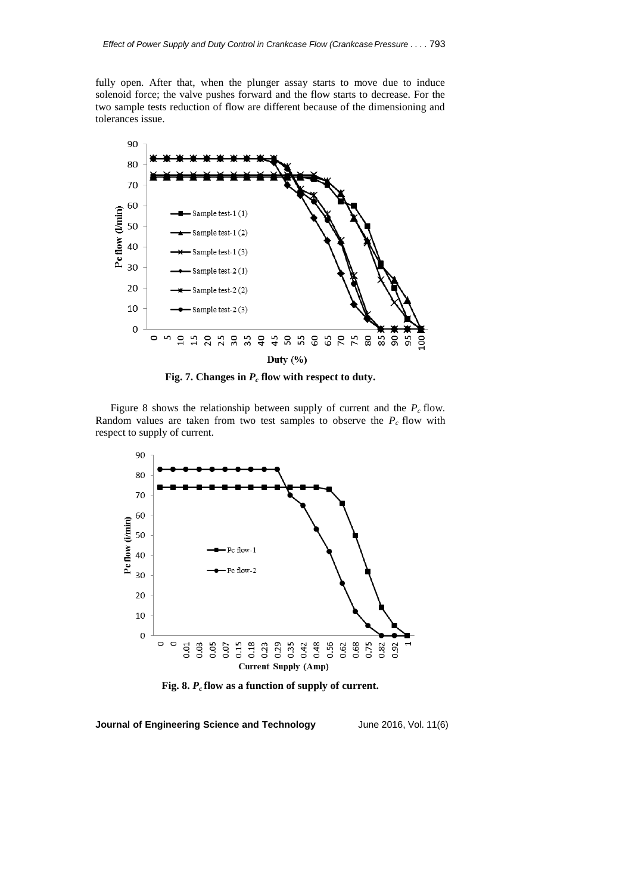fully open. After that, when the plunger assay starts to move due to induce solenoid force; the valve pushes forward and the flow starts to decrease. For the two sample tests reduction of flow are different because of the dimensioning and tolerances issue.

**Fig. 7. Changes in $P_c$ flow with respect to duty.**

Figure 8 shows the relationship between supply of current and the $P_c$ flow. Random values are taken from two test samples to observe the $P_c$ flow with respect to supply of current.

**Fig. 8. $P_c$ flow as a function of supply of current.**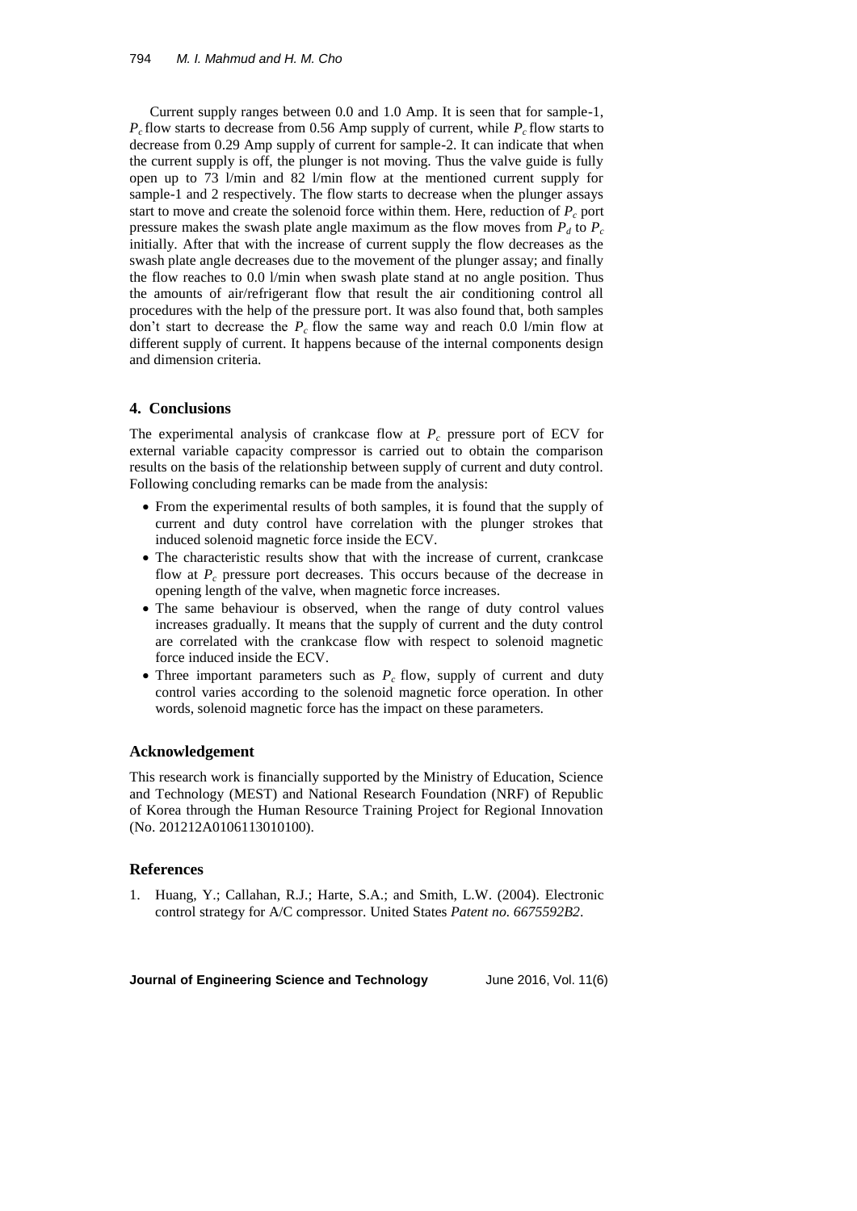Current supply ranges between 0.0 and 1.0 Amp. It is seen that for sample-1, $P_c$ flow starts to decrease from 0.56 Amp supply of current, while $P_c$ flow starts to decrease from 0.29 Amp supply of current for sample-2. It can indicate that when the current supply is off, the plunger is not moving. Thus the valve guide is fully open up to 73 l/min and 82 l/min flow at the mentioned current supply for sample-1 and 2 respectively. The flow starts to decrease when the plunger assays start to move and create the solenoid force within them. Here, reduction of $P_c$ port pressure makes the swash plate angle maximum as the flow moves from $P_d$ to $P_c$ initially. After that with the increase of current supply the flow decreases as the swash plate angle decreases due to the movement of the plunger assay; and finally the flow reaches to 0.0 l/min when swash plate stand at no angle position. Thus the amounts of air/refrigerant flow that result the air conditioning control all procedures with the help of the pressure port. It was also found that, both samples don't start to decrease the $P_c$ flow the same way and reach 0.0 l/min flow at different supply of current. It happens because of the internal components design and dimension criteria.

## 4. Conclusions

The experimental analysis of crankcase flow at $P_c$ pressure port of ECV for external variable capacity compressor is carried out to obtain the comparison results on the basis of the relationship between supply of current and duty control. Following concluding remarks can be made from the analysis:

- From the experimental results of both samples, it is found that the supply of current and duty control have correlation with the plunger strokes that induced solenoid magnetic force inside the ECV.
- The characteristic results show that with the increase of current, crankcase flow at $P_c$ pressure port decreases. This occurs because of the decrease in opening length of the valve, when magnetic force increases.
- The same behaviour is observed, when the range of duty control values increases gradually. It means that the supply of current and the duty control are correlated with the crankcase flow with respect to solenoid magnetic force induced inside the ECV.
- Three important parameters such as $P_c$ flow, supply of current and duty control varies according to the solenoid magnetic force operation. In other words, solenoid magnetic force has the impact on these parameters.

## Acknowledgement

This research work is financially supported by the Ministry of Education, Science and Technology (MEST) and National Research Foundation (NRF) of Republic of Korea through the Human Resource Training Project for Regional Innovation (No. 201212A0106113010100).

## References

1. Huang, Y.; Callahan, R.J.; Harte, S.A.; and Smith, L.W. (2004). Electronic control strategy for A/C compressor. United States *Patent no. 6675592B2*.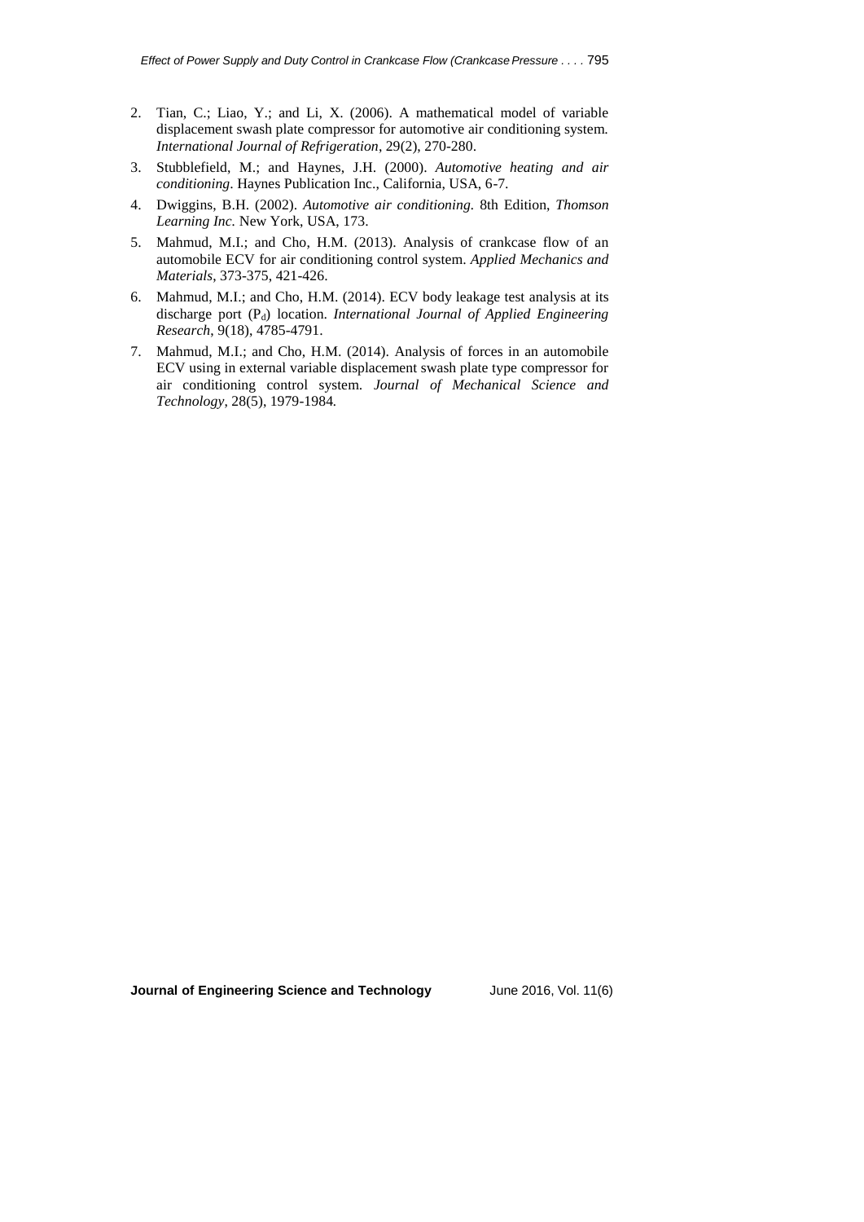2. Tian, C.; Liao, Y.; and Li, X. (2006). A mathematical model of variable displacement swash plate compressor for automotive air conditioning system. *International Journal of Refrigeration*, 29(2), 270-280.
3. Stubblefield, M.; and Haynes, J.H. (2000). *Automotive heating and air conditioning*. Haynes Publication Inc., California, USA, 6-7.
4. Dwiggins, B.H. (2002). *Automotive air conditioning.* 8th Edition, *Thomson Learning Inc.* New York, USA, 173.
5. Mahmud, M.I.; and Cho, H.M. (2013). Analysis of crankcase flow of an automobile ECV for air conditioning control system. *Applied Mechanics and Materials*, 373-375, 421-426.
6. Mahmud, M.I.; and Cho, H.M. (2014). ECV body leakage test analysis at its discharge port ($P_d$) location. *International Journal of Applied Engineering Research*, 9(18), 4785-4791.
7. Mahmud, M.I.; and Cho, H.M. (2014). Analysis of forces in an automobile ECV using in external variable displacement swash plate type compressor for air conditioning control system. *Journal of Mechanical Science and Technology*, 28(5), 1979-1984.